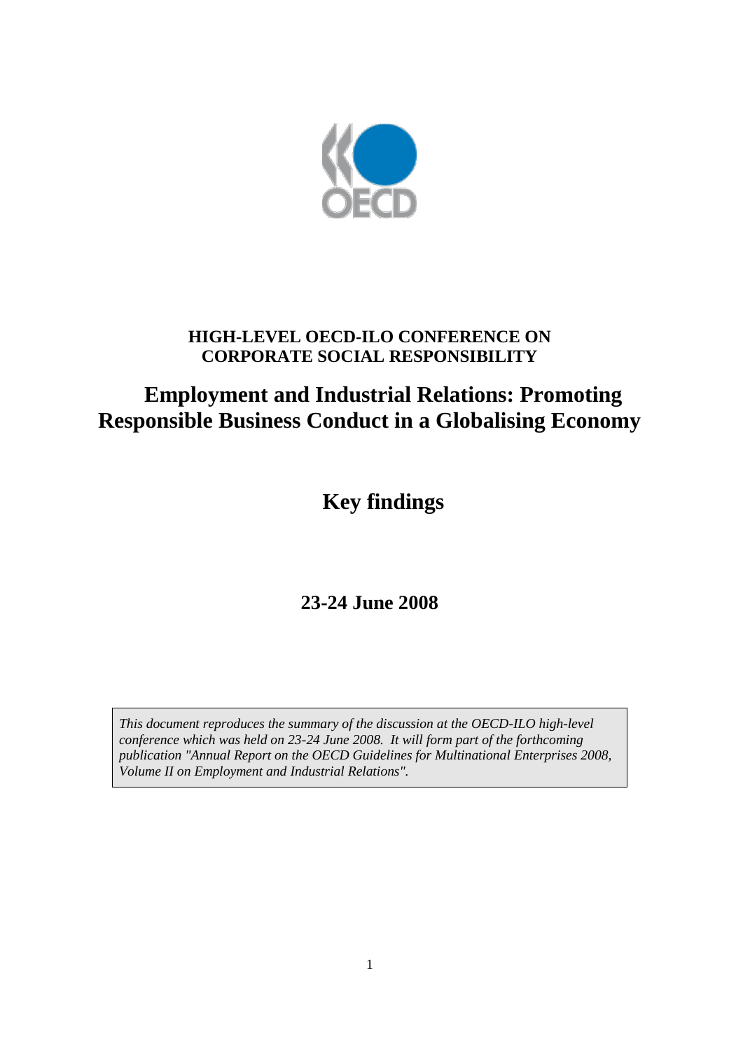# HIGH-LEVEL OECD-ILO CONFERENCE ON CORPORATE SOCIAL RESPONSIBILITY

# Employment and Industrial Relations: Promoting Responsible Business Conduct in a Globalising Economy

## Key findings

## 23-24 June 2008

*This document reproduces the summary of the discussion at the OECD-ILO high-level conference which was held on 23-24 June 2008. It will form part of the forthcoming publication "Annual Report on the OECD Guidelines for Multinational Enterprises 2008, Volume II on Employment and Industrial Relations".*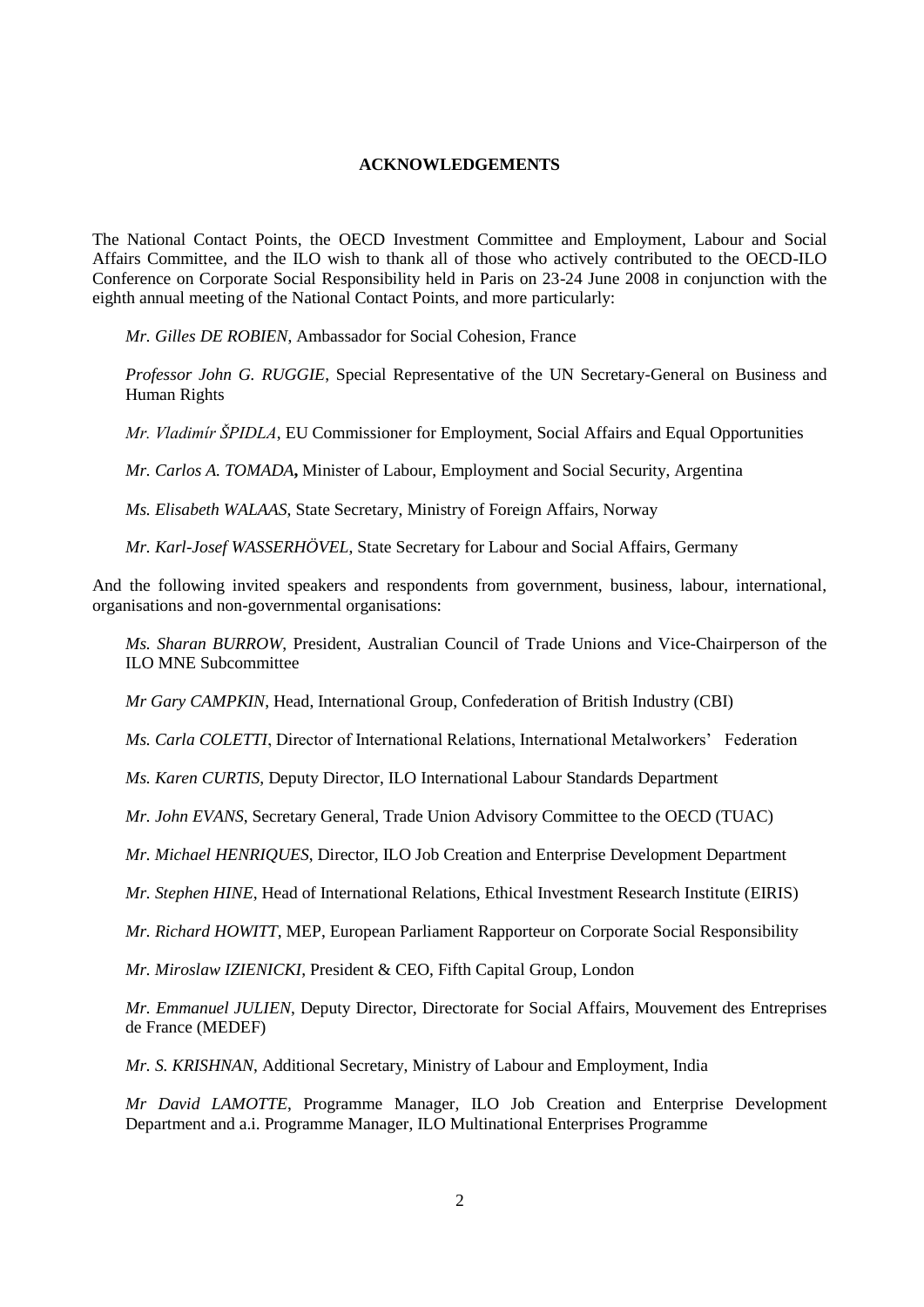**ACKNOWLEDGEMENTS**

The National Contact Points, the OECD Investment Committee and Employment, Labour and Social Affairs Committee, and the ILO wish to thank all of those who actively contributed to the OECD-ILO Conference on Corporate Social Responsibility held in Paris on 23-24 June 2008 in conjunction with the eighth annual meeting of the National Contact Points, and more particularly:

*Mr. Gilles DE ROBIEN*, Ambassador for Social Cohesion, France

*Professor John G. RUGGIE*, Special Representative of the UN Secretary-General on Business and Human Rights

*Mr. Vladimír ŠPIDLA*, EU Commissioner for Employment, Social Affairs and Equal Opportunities

*Mr. Carlos A. TOMADA***,** Minister of Labour, Employment and Social Security, Argentina

*Ms. Elisabeth WALAAS*, State Secretary, Ministry of Foreign Affairs, Norway

*Mr. Karl-Josef WASSERHÖVEL*, State Secretary for Labour and Social Affairs, Germany

And the following invited speakers and respondents from government, business, labour, international, organisations and non-governmental organisations:

*Ms. Sharan BURROW*, President, Australian Council of Trade Unions and Vice-Chairperson of the ILO MNE Subcommittee

*Mr Gary CAMPKIN*, Head, International Group, Confederation of British Industry (CBI)

*Ms. Carla COLETTI*, Director of International Relations, International Metalworkers' Federation

*Ms. Karen CURTIS*, Deputy Director, ILO International Labour Standards Department

*Mr. John EVANS*, Secretary General, Trade Union Advisory Committee to the OECD (TUAC)

*Mr. Michael HENRIQUES*, Director, ILO Job Creation and Enterprise Development Department

*Mr. Stephen HINE*, Head of International Relations, Ethical Investment Research Institute (EIRIS)

*Mr. Richard HOWITT*, MEP, European Parliament Rapporteur on Corporate Social Responsibility

*Mr. Miroslaw IZIENICKI*, President & CEO, Fifth Capital Group, London

*Mr. Emmanuel JULIEN*, Deputy Director, Directorate for Social Affairs, Mouvement des Entreprises de France (MEDEF)

*Mr. S. KRISHNAN*, Additional Secretary, Ministry of Labour and Employment, India

*Mr David LAMOTTE*, Programme Manager, ILO Job Creation and Enterprise Development Department and a.i. Programme Manager, ILO Multinational Enterprises Programme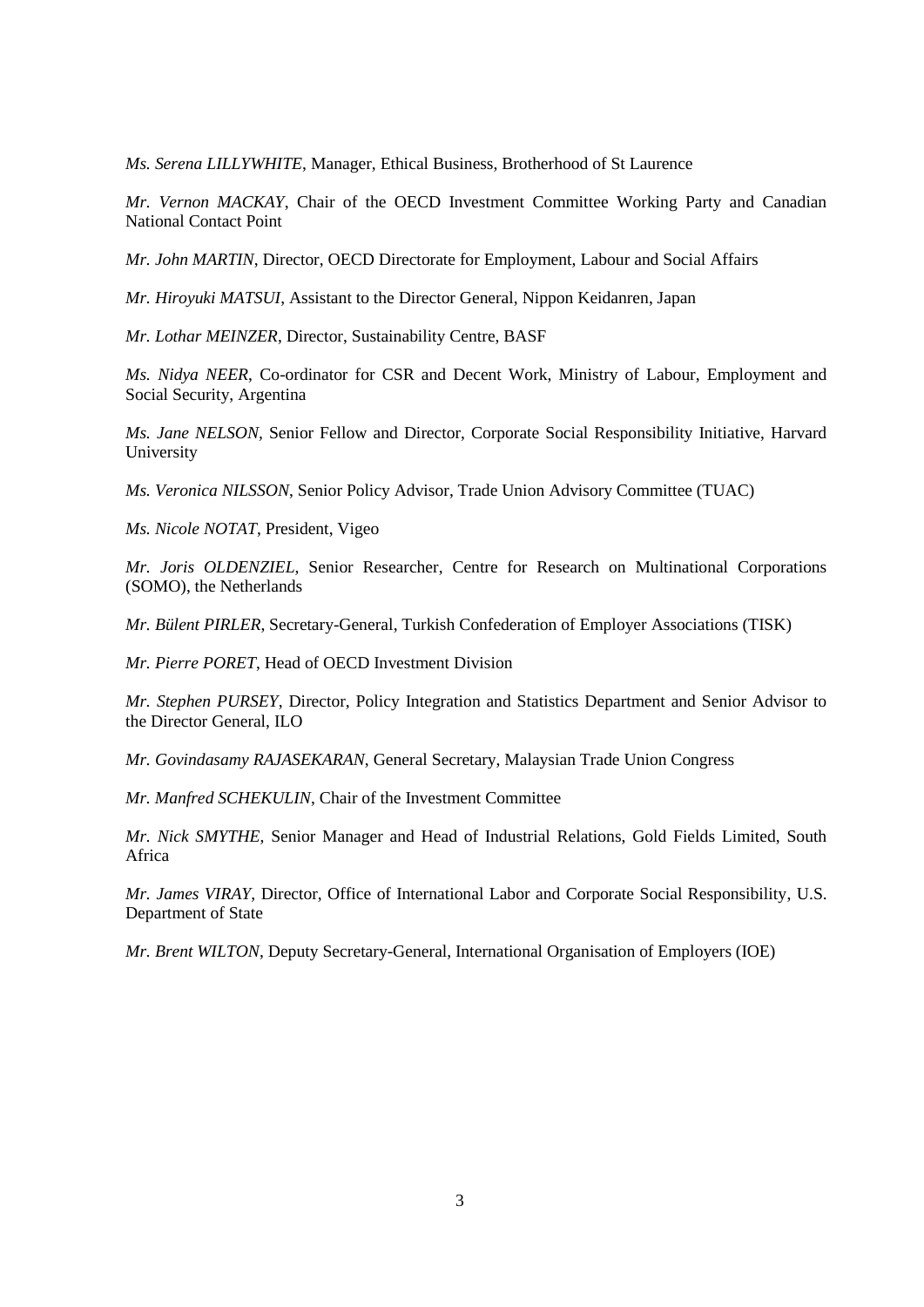*Ms. Serena LILLYWHITE*, Manager, Ethical Business, Brotherhood of St Laurence

*Mr. Vernon MACKAY*, Chair of the OECD Investment Committee Working Party and Canadian National Contact Point

*Mr. John MARTIN*, Director, OECD Directorate for Employment, Labour and Social Affairs

*Mr. Hiroyuki MATSUI*, Assistant to the Director General, Nippon Keidanren, Japan

*Mr. Lothar MEINZER*, Director, Sustainability Centre, BASF

*Ms. Nidya NEER*, Co-ordinator for CSR and Decent Work, Ministry of Labour, Employment and Social Security, Argentina

*Ms. Jane NELSON*, Senior Fellow and Director, Corporate Social Responsibility Initiative, Harvard University

*Ms. Veronica NILSSON*, Senior Policy Advisor, Trade Union Advisory Committee (TUAC)

*Ms. Nicole NOTAT*, President, Vigeo

*Mr. Joris OLDENZIEL*, Senior Researcher, Centre for Research on Multinational Corporations (SOMO), the Netherlands

*Mr. Bülent PIRLER*, Secretary-General, Turkish Confederation of Employer Associations (TISK)

*Mr. Pierre PORET*, Head of OECD Investment Division

*Mr. Stephen PURSEY*, Director, Policy Integration and Statistics Department and Senior Advisor to the Director General, ILO

*Mr. Govindasamy RAJASEKARAN*, General Secretary, Malaysian Trade Union Congress

*Mr. Manfred SCHEKULIN*, Chair of the Investment Committee

*Mr. Nick SMYTHE*, Senior Manager and Head of Industrial Relations, Gold Fields Limited, South Africa

*Mr. James VIRAY*, Director, Office of International Labor and Corporate Social Responsibility, U.S. Department of State

*Mr. Brent WILTON*, Deputy Secretary-General, International Organisation of Employers (IOE)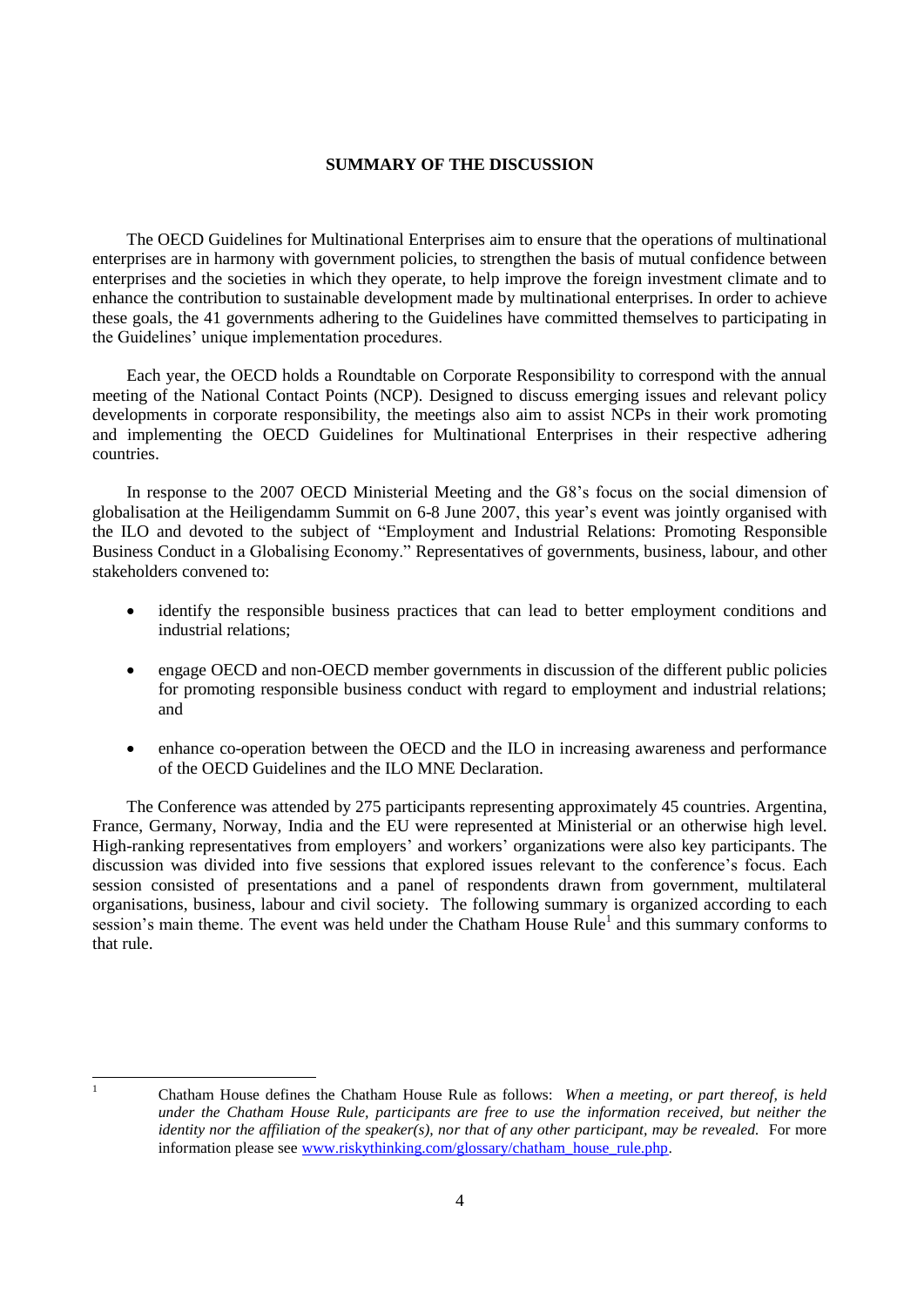## SUMMARY OF THE DISCUSSION

The OECD Guidelines for Multinational Enterprises aim to ensure that the operations of multinational enterprises are in harmony with government policies, to strengthen the basis of mutual confidence between enterprises and the societies in which they operate, to help improve the foreign investment climate and to enhance the contribution to sustainable development made by multinational enterprises. In order to achieve these goals, the 41 governments adhering to the Guidelines have committed themselves to participating in the Guidelines' unique implementation procedures.

Each year, the OECD holds a Roundtable on Corporate Responsibility to correspond with the annual meeting of the National Contact Points (NCP). Designed to discuss emerging issues and relevant policy developments in corporate responsibility, the meetings also aim to assist NCPs in their work promoting and implementing the OECD Guidelines for Multinational Enterprises in their respective adhering countries.

In response to the 2007 OECD Ministerial Meeting and the G8's focus on the social dimension of globalisation at the Heiligendamm Summit on 6-8 June 2007, this year's event was jointly organised with the ILO and devoted to the subject of "Employment and Industrial Relations: Promoting Responsible Business Conduct in a Globalising Economy." Representatives of governments, business, labour, and other stakeholders convened to:

- identify the responsible business practices that can lead to better employment conditions and industrial relations;
- engage OECD and non-OECD member governments in discussion of the different public policies for promoting responsible business conduct with regard to employment and industrial relations; and
- enhance co-operation between the OECD and the ILO in increasing awareness and performance of the OECD Guidelines and the ILO MNE Declaration.

The Conference was attended by 275 participants representing approximately 45 countries. Argentina, France, Germany, Norway, India and the EU were represented at Ministerial or an otherwise high level. High-ranking representatives from employers' and workers' organizations were also key participants. The discussion was divided into five sessions that explored issues relevant to the conference's focus. Each session consisted of presentations and a panel of respondents drawn from government, multilateral organisations, business, labour and civil society. The following summary is organized according to each session's main theme. The event was held under the Chatham House Rule[1] and this summary conforms to that rule.

---

[1] Chatham House defines the Chatham House Rule as follows: *When a meeting, or part thereof, is held under the Chatham House Rule, participants are free to use the information received, but neither the identity nor the affiliation of the speaker(s), nor that of any other participant, may be revealed.* For more information please see www.riskythinking.com/glossary/chatham_house_rule.php.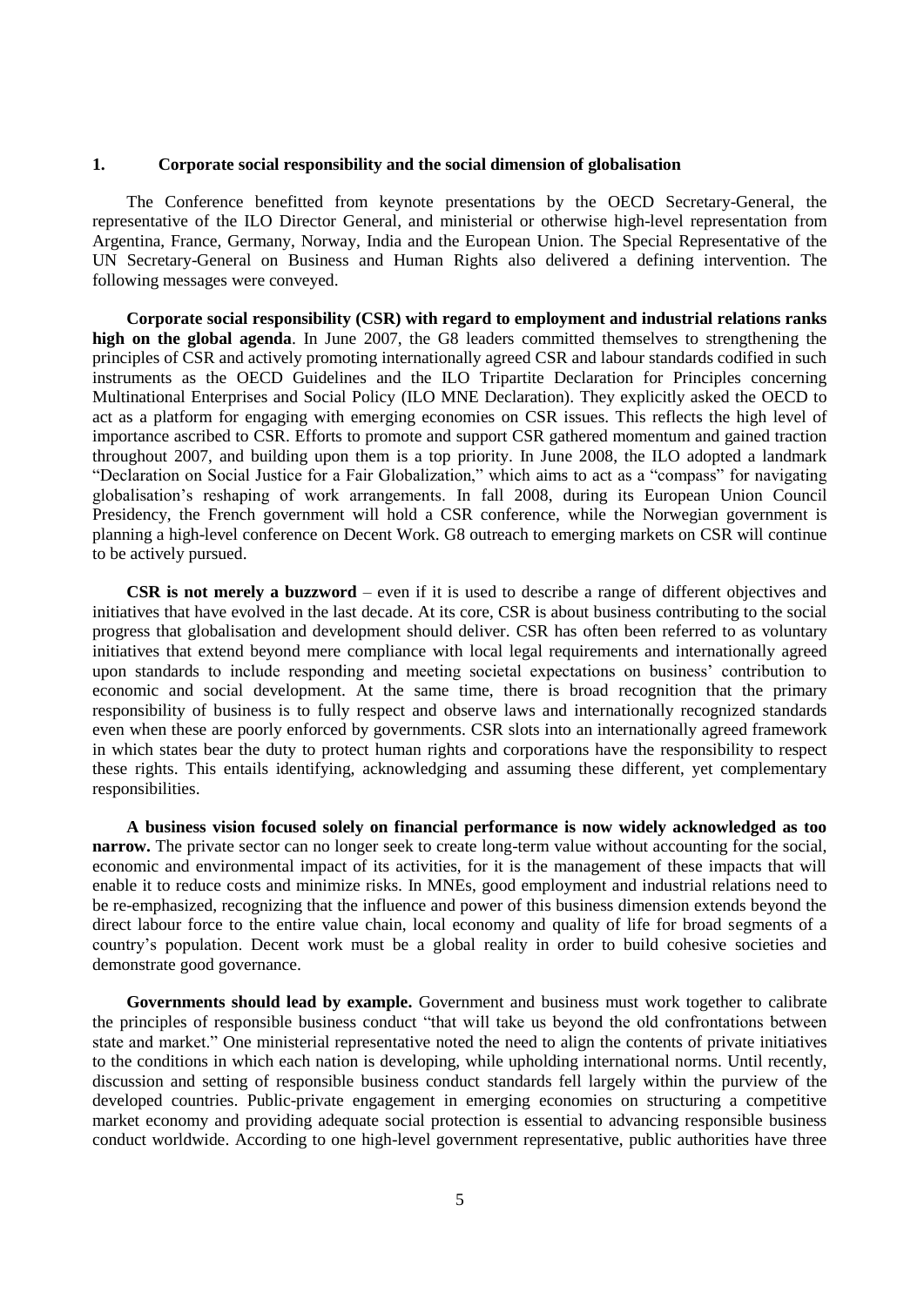## 1. Corporate social responsibility and the social dimension of globalisation

The Conference benefitted from keynote presentations by the OECD Secretary-General, the representative of the ILO Director General, and ministerial or otherwise high-level representation from Argentina, France, Germany, Norway, India and the European Union. The Special Representative of the UN Secretary-General on Business and Human Rights also delivered a defining intervention. The following messages were conveyed.

**Corporate social responsibility (CSR) with regard to employment and industrial relations ranks high on the global agenda**. In June 2007, the G8 leaders committed themselves to strengthening the principles of CSR and actively promoting internationally agreed CSR and labour standards codified in such instruments as the OECD Guidelines and the ILO Tripartite Declaration for Principles concerning Multinational Enterprises and Social Policy (ILO MNE Declaration). They explicitly asked the OECD to act as a platform for engaging with emerging economies on CSR issues. This reflects the high level of importance ascribed to CSR. Efforts to promote and support CSR gathered momentum and gained traction throughout 2007, and building upon them is a top priority. In June 2008, the ILO adopted a landmark "Declaration on Social Justice for a Fair Globalization," which aims to act as a "compass" for navigating globalisation's reshaping of work arrangements. In fall 2008, during its European Union Council Presidency, the French government will hold a CSR conference, while the Norwegian government is planning a high-level conference on Decent Work. G8 outreach to emerging markets on CSR will continue to be actively pursued.

**CSR is not merely a buzzword** – even if it is used to describe a range of different objectives and initiatives that have evolved in the last decade. At its core, CSR is about business contributing to the social progress that globalisation and development should deliver. CSR has often been referred to as voluntary initiatives that extend beyond mere compliance with local legal requirements and internationally agreed upon standards to include responding and meeting societal expectations on business' contribution to economic and social development. At the same time, there is broad recognition that the primary responsibility of business is to fully respect and observe laws and internationally recognized standards even when these are poorly enforced by governments. CSR slots into an internationally agreed framework in which states bear the duty to protect human rights and corporations have the responsibility to respect these rights. This entails identifying, acknowledging and assuming these different, yet complementary responsibilities.

**A business vision focused solely on financial performance is now widely acknowledged as too narrow.** The private sector can no longer seek to create long-term value without accounting for the social, economic and environmental impact of its activities, for it is the management of these impacts that will enable it to reduce costs and minimize risks. In MNEs, good employment and industrial relations need to be re-emphasized, recognizing that the influence and power of this business dimension extends beyond the direct labour force to the entire value chain, local economy and quality of life for broad segments of a country's population. Decent work must be a global reality in order to build cohesive societies and demonstrate good governance.

**Governments should lead by example.** Government and business must work together to calibrate the principles of responsible business conduct "that will take us beyond the old confrontations between state and market." One ministerial representative noted the need to align the contents of private initiatives to the conditions in which each nation is developing, while upholding international norms. Until recently, discussion and setting of responsible business conduct standards fell largely within the purview of the developed countries. Public-private engagement in emerging economies on structuring a competitive market economy and providing adequate social protection is essential to advancing responsible business conduct worldwide. According to one high-level government representative, public authorities have three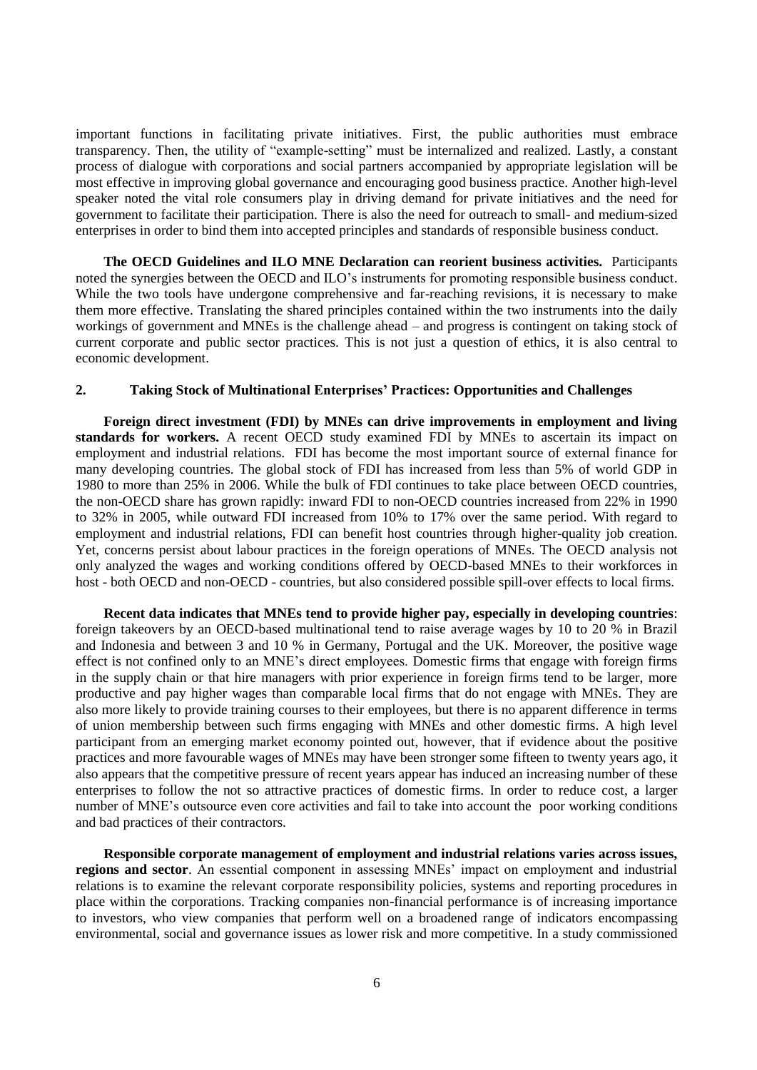important functions in facilitating private initiatives. First, the public authorities must embrace transparency. Then, the utility of "example-setting" must be internalized and realized. Lastly, a constant process of dialogue with corporations and social partners accompanied by appropriate legislation will be most effective in improving global governance and encouraging good business practice. Another high-level speaker noted the vital role consumers play in driving demand for private initiatives and the need for government to facilitate their participation. There is also the need for outreach to small- and medium-sized enterprises in order to bind them into accepted principles and standards of responsible business conduct.

**The OECD Guidelines and ILO MNE Declaration can reorient business activities.** Participants noted the synergies between the OECD and ILO's instruments for promoting responsible business conduct. While the two tools have undergone comprehensive and far-reaching revisions, it is necessary to make them more effective. Translating the shared principles contained within the two instruments into the daily workings of government and MNEs is the challenge ahead – and progress is contingent on taking stock of current corporate and public sector practices. This is not just a question of ethics, it is also central to economic development.

## 2. Taking Stock of Multinational Enterprises' Practices: Opportunities and Challenges

**Foreign direct investment (FDI) by MNEs can drive improvements in employment and living standards for workers.** A recent OECD study examined FDI by MNEs to ascertain its impact on employment and industrial relations. FDI has become the most important source of external finance for many developing countries. The global stock of FDI has increased from less than 5% of world GDP in 1980 to more than 25% in 2006. While the bulk of FDI continues to take place between OECD countries, the non-OECD share has grown rapidly: inward FDI to non-OECD countries increased from 22% in 1990 to 32% in 2005, while outward FDI increased from 10% to 17% over the same period. With regard to employment and industrial relations, FDI can benefit host countries through higher-quality job creation. Yet, concerns persist about labour practices in the foreign operations of MNEs. The OECD analysis not only analyzed the wages and working conditions offered by OECD-based MNEs to their workforces in host - both OECD and non-OECD - countries, but also considered possible spill-over effects to local firms.

**Recent data indicates that MNEs tend to provide higher pay, especially in developing countries**: foreign takeovers by an OECD-based multinational tend to raise average wages by 10 to 20 % in Brazil and Indonesia and between 3 and 10 % in Germany, Portugal and the UK. Moreover, the positive wage effect is not confined only to an MNE's direct employees. Domestic firms that engage with foreign firms in the supply chain or that hire managers with prior experience in foreign firms tend to be larger, more productive and pay higher wages than comparable local firms that do not engage with MNEs. They are also more likely to provide training courses to their employees, but there is no apparent difference in terms of union membership between such firms engaging with MNEs and other domestic firms. A high level participant from an emerging market economy pointed out, however, that if evidence about the positive practices and more favourable wages of MNEs may have been stronger some fifteen to twenty years ago, it also appears that the competitive pressure of recent years appear has induced an increasing number of these enterprises to follow the not so attractive practices of domestic firms. In order to reduce cost, a larger number of MNE's outsource even core activities and fail to take into account the poor working conditions and bad practices of their contractors.

**Responsible corporate management of employment and industrial relations varies across issues, regions and sector**. An essential component in assessing MNEs' impact on employment and industrial relations is to examine the relevant corporate responsibility policies, systems and reporting procedures in place within the corporations. Tracking companies non-financial performance is of increasing importance to investors, who view companies that perform well on a broadened range of indicators encompassing environmental, social and governance issues as lower risk and more competitive. In a study commissioned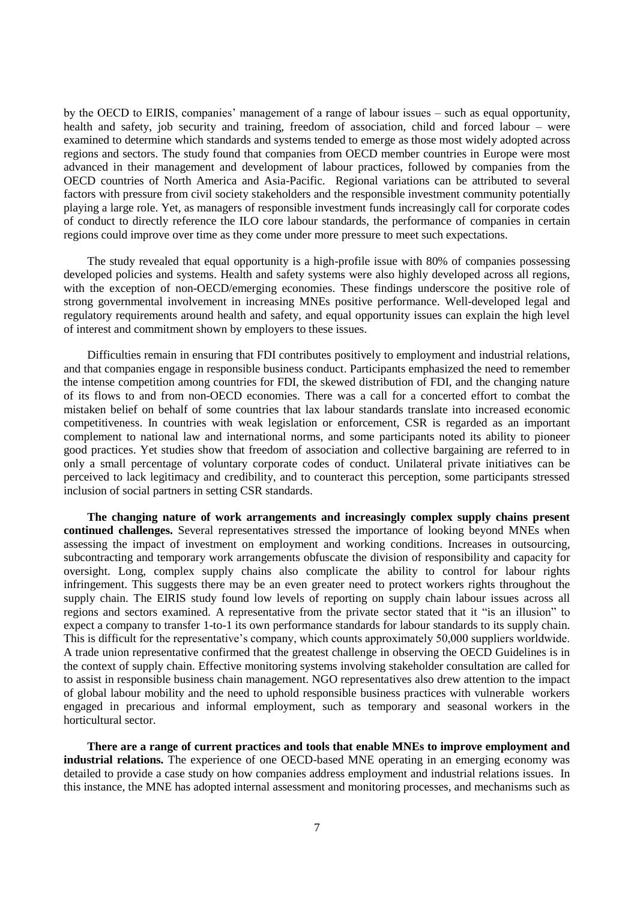by the OECD to EIRIS, companies' management of a range of labour issues – such as equal opportunity, health and safety, job security and training, freedom of association, child and forced labour – were examined to determine which standards and systems tended to emerge as those most widely adopted across regions and sectors. The study found that companies from OECD member countries in Europe were most advanced in their management and development of labour practices, followed by companies from the OECD countries of North America and Asia-Pacific. Regional variations can be attributed to several factors with pressure from civil society stakeholders and the responsible investment community potentially playing a large role. Yet, as managers of responsible investment funds increasingly call for corporate codes of conduct to directly reference the ILO core labour standards, the performance of companies in certain regions could improve over time as they come under more pressure to meet such expectations.

The study revealed that equal opportunity is a high-profile issue with 80% of companies possessing developed policies and systems. Health and safety systems were also highly developed across all regions, with the exception of non-OECD/emerging economies. These findings underscore the positive role of strong governmental involvement in increasing MNEs positive performance. Well-developed legal and regulatory requirements around health and safety, and equal opportunity issues can explain the high level of interest and commitment shown by employers to these issues.

Difficulties remain in ensuring that FDI contributes positively to employment and industrial relations, and that companies engage in responsible business conduct. Participants emphasized the need to remember the intense competition among countries for FDI, the skewed distribution of FDI, and the changing nature of its flows to and from non-OECD economies. There was a call for a concerted effort to combat the mistaken belief on behalf of some countries that lax labour standards translate into increased economic competitiveness. In countries with weak legislation or enforcement, CSR is regarded as an important complement to national law and international norms, and some participants noted its ability to pioneer good practices. Yet studies show that freedom of association and collective bargaining are referred to in only a small percentage of voluntary corporate codes of conduct. Unilateral private initiatives can be perceived to lack legitimacy and credibility, and to counteract this perception, some participants stressed inclusion of social partners in setting CSR standards.

**The changing nature of work arrangements and increasingly complex supply chains present continued challenges.** Several representatives stressed the importance of looking beyond MNEs when assessing the impact of investment on employment and working conditions. Increases in outsourcing, subcontracting and temporary work arrangements obfuscate the division of responsibility and capacity for oversight. Long, complex supply chains also complicate the ability to control for labour rights infringement. This suggests there may be an even greater need to protect workers rights throughout the supply chain. The EIRIS study found low levels of reporting on supply chain labour issues across all regions and sectors examined. A representative from the private sector stated that it "is an illusion" to expect a company to transfer 1-to-1 its own performance standards for labour standards to its supply chain. This is difficult for the representative's company, which counts approximately 50,000 suppliers worldwide. A trade union representative confirmed that the greatest challenge in observing the OECD Guidelines is in the context of supply chain. Effective monitoring systems involving stakeholder consultation are called for to assist in responsible business chain management. NGO representatives also drew attention to the impact of global labour mobility and the need to uphold responsible business practices with vulnerable workers engaged in precarious and informal employment, such as temporary and seasonal workers in the horticultural sector.

**There are a range of current practices and tools that enable MNEs to improve employment and industrial relations.** The experience of one OECD-based MNE operating in an emerging economy was detailed to provide a case study on how companies address employment and industrial relations issues. In this instance, the MNE has adopted internal assessment and monitoring processes, and mechanisms such as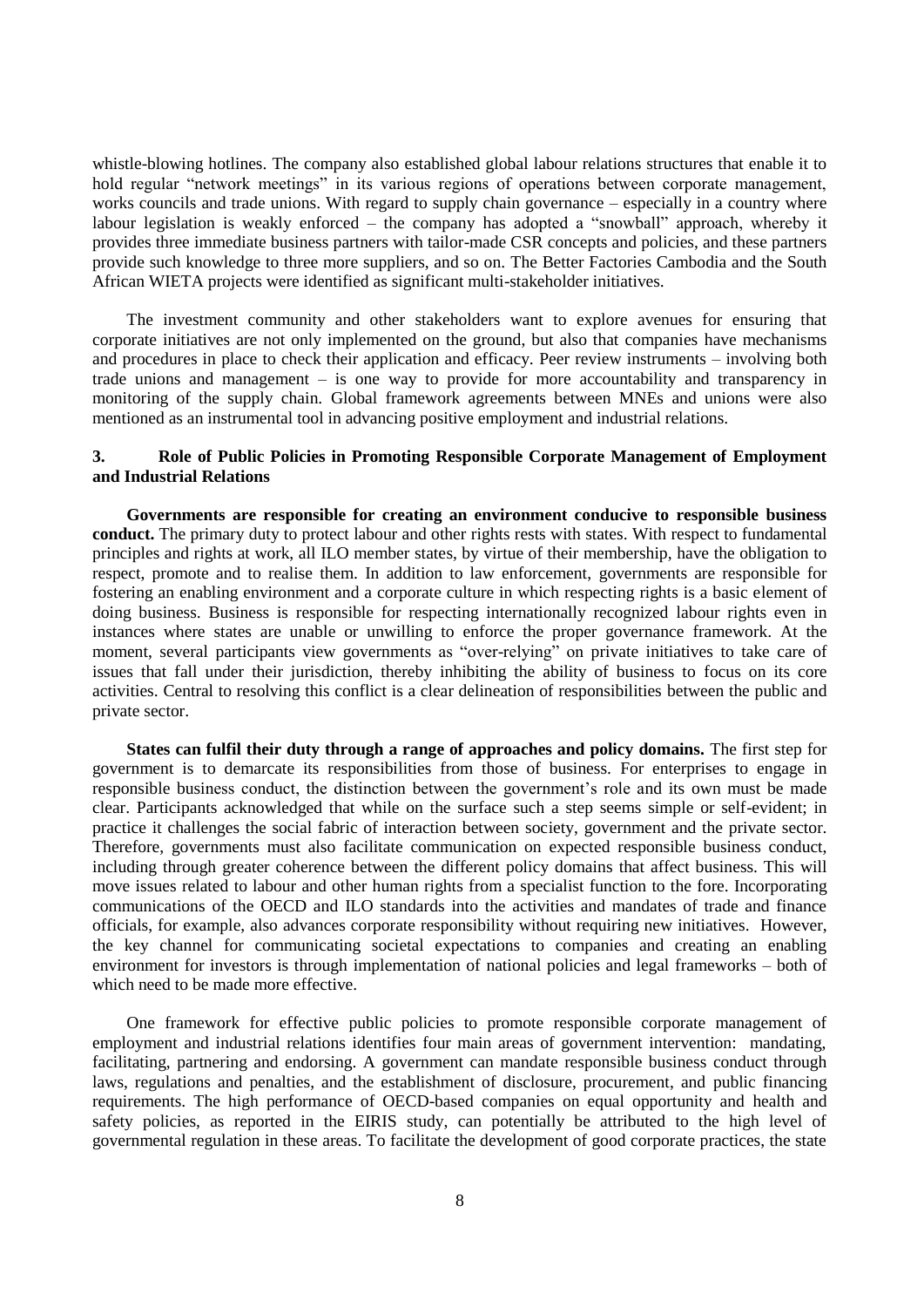whistle-blowing hotlines. The company also established global labour relations structures that enable it to hold regular "network meetings" in its various regions of operations between corporate management, works councils and trade unions. With regard to supply chain governance – especially in a country where labour legislation is weakly enforced – the company has adopted a "snowball" approach, whereby it provides three immediate business partners with tailor-made CSR concepts and policies, and these partners provide such knowledge to three more suppliers, and so on. The Better Factories Cambodia and the South African WIETA projects were identified as significant multi-stakeholder initiatives.

The investment community and other stakeholders want to explore avenues for ensuring that corporate initiatives are not only implemented on the ground, but also that companies have mechanisms and procedures in place to check their application and efficacy. Peer review instruments – involving both trade unions and management – is one way to provide for more accountability and transparency in monitoring of the supply chain. Global framework agreements between MNEs and unions were also mentioned as an instrumental tool in advancing positive employment and industrial relations.

## 3. Role of Public Policies in Promoting Responsible Corporate Management of Employment and Industrial Relations

**Governments are responsible for creating an environment conducive to responsible business conduct.** The primary duty to protect labour and other rights rests with states. With respect to fundamental principles and rights at work, all ILO member states, by virtue of their membership, have the obligation to respect, promote and to realise them. In addition to law enforcement, governments are responsible for fostering an enabling environment and a corporate culture in which respecting rights is a basic element of doing business. Business is responsible for respecting internationally recognized labour rights even in instances where states are unable or unwilling to enforce the proper governance framework. At the moment, several participants view governments as "over-relying" on private initiatives to take care of issues that fall under their jurisdiction, thereby inhibiting the ability of business to focus on its core activities. Central to resolving this conflict is a clear delineation of responsibilities between the public and private sector.

**States can fulfil their duty through a range of approaches and policy domains.** The first step for government is to demarcate its responsibilities from those of business. For enterprises to engage in responsible business conduct, the distinction between the government's role and its own must be made clear. Participants acknowledged that while on the surface such a step seems simple or self-evident; in practice it challenges the social fabric of interaction between society, government and the private sector. Therefore, governments must also facilitate communication on expected responsible business conduct, including through greater coherence between the different policy domains that affect business. This will move issues related to labour and other human rights from a specialist function to the fore. Incorporating communications of the OECD and ILO standards into the activities and mandates of trade and finance officials, for example, also advances corporate responsibility without requiring new initiatives. However, the key channel for communicating societal expectations to companies and creating an enabling environment for investors is through implementation of national policies and legal frameworks – both of which need to be made more effective.

One framework for effective public policies to promote responsible corporate management of employment and industrial relations identifies four main areas of government intervention: mandating, facilitating, partnering and endorsing. A government can mandate responsible business conduct through laws, regulations and penalties, and the establishment of disclosure, procurement, and public financing requirements. The high performance of OECD-based companies on equal opportunity and health and safety policies, as reported in the EIRIS study, can potentially be attributed to the high level of governmental regulation in these areas. To facilitate the development of good corporate practices, the state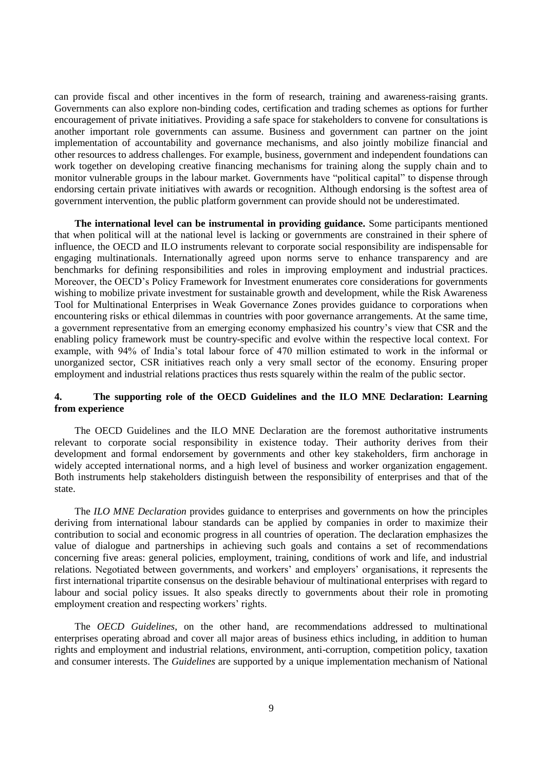can provide fiscal and other incentives in the form of research, training and awareness-raising grants. Governments can also explore non-binding codes, certification and trading schemes as options for further encouragement of private initiatives. Providing a safe space for stakeholders to convene for consultations is another important role governments can assume. Business and government can partner on the joint implementation of accountability and governance mechanisms, and also jointly mobilize financial and other resources to address challenges. For example, business, government and independent foundations can work together on developing creative financing mechanisms for training along the supply chain and to monitor vulnerable groups in the labour market. Governments have "political capital" to dispense through endorsing certain private initiatives with awards or recognition. Although endorsing is the softest area of government intervention, the public platform government can provide should not be underestimated.

**The international level can be instrumental in providing guidance.** Some participants mentioned that when political will at the national level is lacking or governments are constrained in their sphere of influence, the OECD and ILO instruments relevant to corporate social responsibility are indispensable for engaging multinationals. Internationally agreed upon norms serve to enhance transparency and are benchmarks for defining responsibilities and roles in improving employment and industrial practices. Moreover, the OECD's Policy Framework for Investment enumerates core considerations for governments wishing to mobilize private investment for sustainable growth and development, while the Risk Awareness Tool for Multinational Enterprises in Weak Governance Zones provides guidance to corporations when encountering risks or ethical dilemmas in countries with poor governance arrangements. At the same time, a government representative from an emerging economy emphasized his country's view that CSR and the enabling policy framework must be country-specific and evolve within the respective local context. For example, with 94% of India's total labour force of 470 million estimated to work in the informal or unorganized sector, CSR initiatives reach only a very small sector of the economy. Ensuring proper employment and industrial relations practices thus rests squarely within the realm of the public sector.

## 4. The supporting role of the OECD Guidelines and the ILO MNE Declaration: Learning from experience

The OECD Guidelines and the ILO MNE Declaration are the foremost authoritative instruments relevant to corporate social responsibility in existence today. Their authority derives from their development and formal endorsement by governments and other key stakeholders, firm anchorage in widely accepted international norms, and a high level of business and worker organization engagement. Both instruments help stakeholders distinguish between the responsibility of enterprises and that of the state.

The *ILO MNE Declaration* provides guidance to enterprises and governments on how the principles deriving from international labour standards can be applied by companies in order to maximize their contribution to social and economic progress in all countries of operation. The declaration emphasizes the value of dialogue and partnerships in achieving such goals and contains a set of recommendations concerning five areas: general policies, employment, training, conditions of work and life, and industrial relations. Negotiated between governments, and workers' and employers' organisations, it represents the first international tripartite consensus on the desirable behaviour of multinational enterprises with regard to labour and social policy issues. It also speaks directly to governments about their role in promoting employment creation and respecting workers' rights.

The *OECD Guidelines*, on the other hand, are recommendations addressed to multinational enterprises operating abroad and cover all major areas of business ethics including, in addition to human rights and employment and industrial relations, environment, anti-corruption, competition policy, taxation and consumer interests. The *Guidelines* are supported by a unique implementation mechanism of National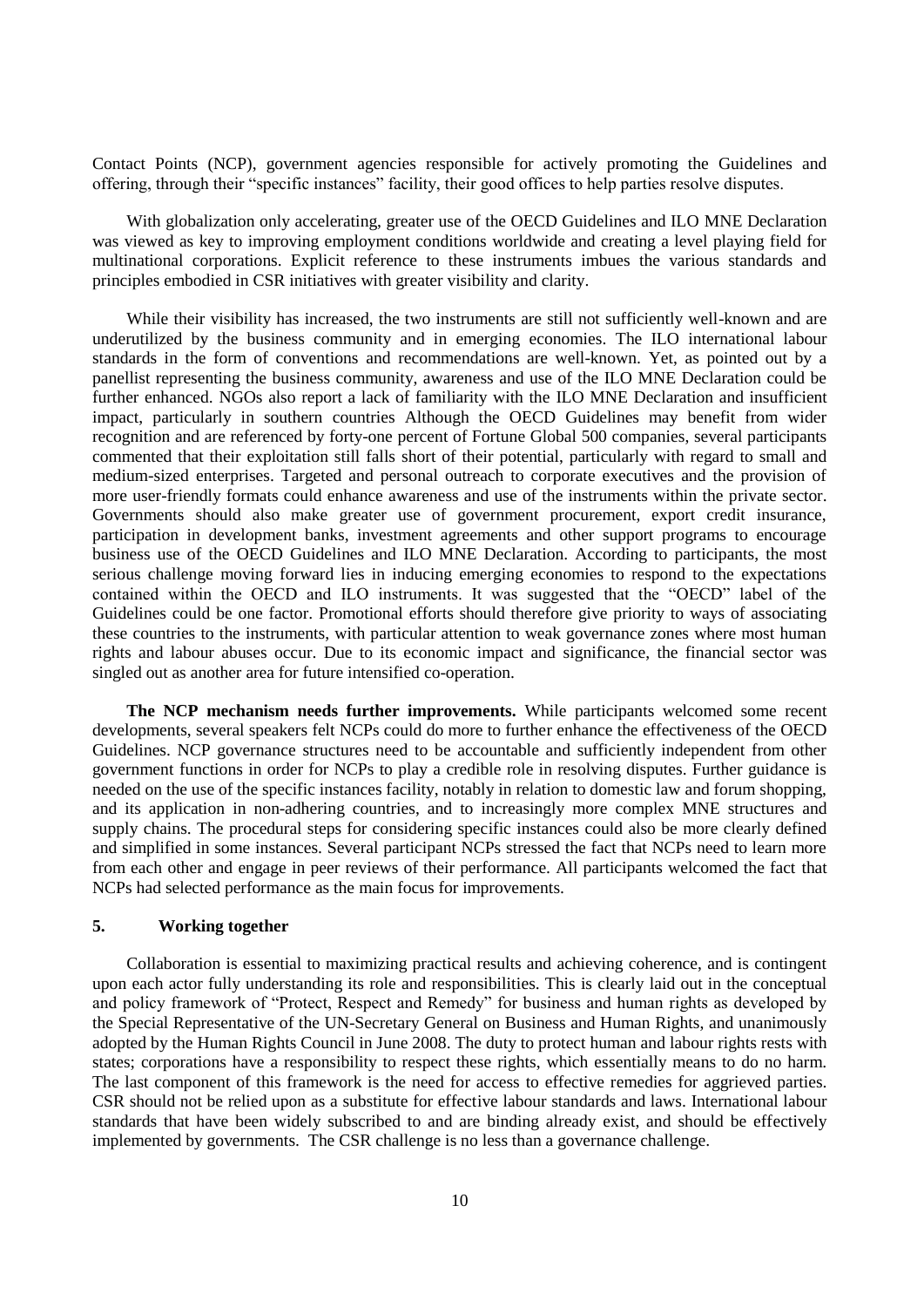Contact Points (NCP), government agencies responsible for actively promoting the Guidelines and offering, through their "specific instances" facility, their good offices to help parties resolve disputes.

With globalization only accelerating, greater use of the OECD Guidelines and ILO MNE Declaration was viewed as key to improving employment conditions worldwide and creating a level playing field for multinational corporations. Explicit reference to these instruments imbues the various standards and principles embodied in CSR initiatives with greater visibility and clarity.

While their visibility has increased, the two instruments are still not sufficiently well-known and are underutilized by the business community and in emerging economies. The ILO international labour standards in the form of conventions and recommendations are well-known. Yet, as pointed out by a panellist representing the business community, awareness and use of the ILO MNE Declaration could be further enhanced. NGOs also report a lack of familiarity with the ILO MNE Declaration and insufficient impact, particularly in southern countries Although the OECD Guidelines may benefit from wider recognition and are referenced by forty-one percent of Fortune Global 500 companies, several participants commented that their exploitation still falls short of their potential, particularly with regard to small and medium-sized enterprises. Targeted and personal outreach to corporate executives and the provision of more user-friendly formats could enhance awareness and use of the instruments within the private sector. Governments should also make greater use of government procurement, export credit insurance, participation in development banks, investment agreements and other support programs to encourage business use of the OECD Guidelines and ILO MNE Declaration. According to participants, the most serious challenge moving forward lies in inducing emerging economies to respond to the expectations contained within the OECD and ILO instruments. It was suggested that the "OECD" label of the Guidelines could be one factor. Promotional efforts should therefore give priority to ways of associating these countries to the instruments, with particular attention to weak governance zones where most human rights and labour abuses occur. Due to its economic impact and significance, the financial sector was singled out as another area for future intensified co-operation.

**The NCP mechanism needs further improvements.** While participants welcomed some recent developments, several speakers felt NCPs could do more to further enhance the effectiveness of the OECD Guidelines. NCP governance structures need to be accountable and sufficiently independent from other government functions in order for NCPs to play a credible role in resolving disputes. Further guidance is needed on the use of the specific instances facility, notably in relation to domestic law and forum shopping, and its application in non-adhering countries, and to increasingly more complex MNE structures and supply chains. The procedural steps for considering specific instances could also be more clearly defined and simplified in some instances. Several participant NCPs stressed the fact that NCPs need to learn more from each other and engage in peer reviews of their performance. All participants welcomed the fact that NCPs had selected performance as the main focus for improvements.

## 5. Working together

Collaboration is essential to maximizing practical results and achieving coherence, and is contingent upon each actor fully understanding its role and responsibilities. This is clearly laid out in the conceptual and policy framework of "Protect, Respect and Remedy" for business and human rights as developed by the Special Representative of the UN-Secretary General on Business and Human Rights, and unanimously adopted by the Human Rights Council in June 2008. The duty to protect human and labour rights rests with states; corporations have a responsibility to respect these rights, which essentially means to do no harm. The last component of this framework is the need for access to effective remedies for aggrieved parties. CSR should not be relied upon as a substitute for effective labour standards and laws. International labour standards that have been widely subscribed to and are binding already exist, and should be effectively implemented by governments. The CSR challenge is no less than a governance challenge.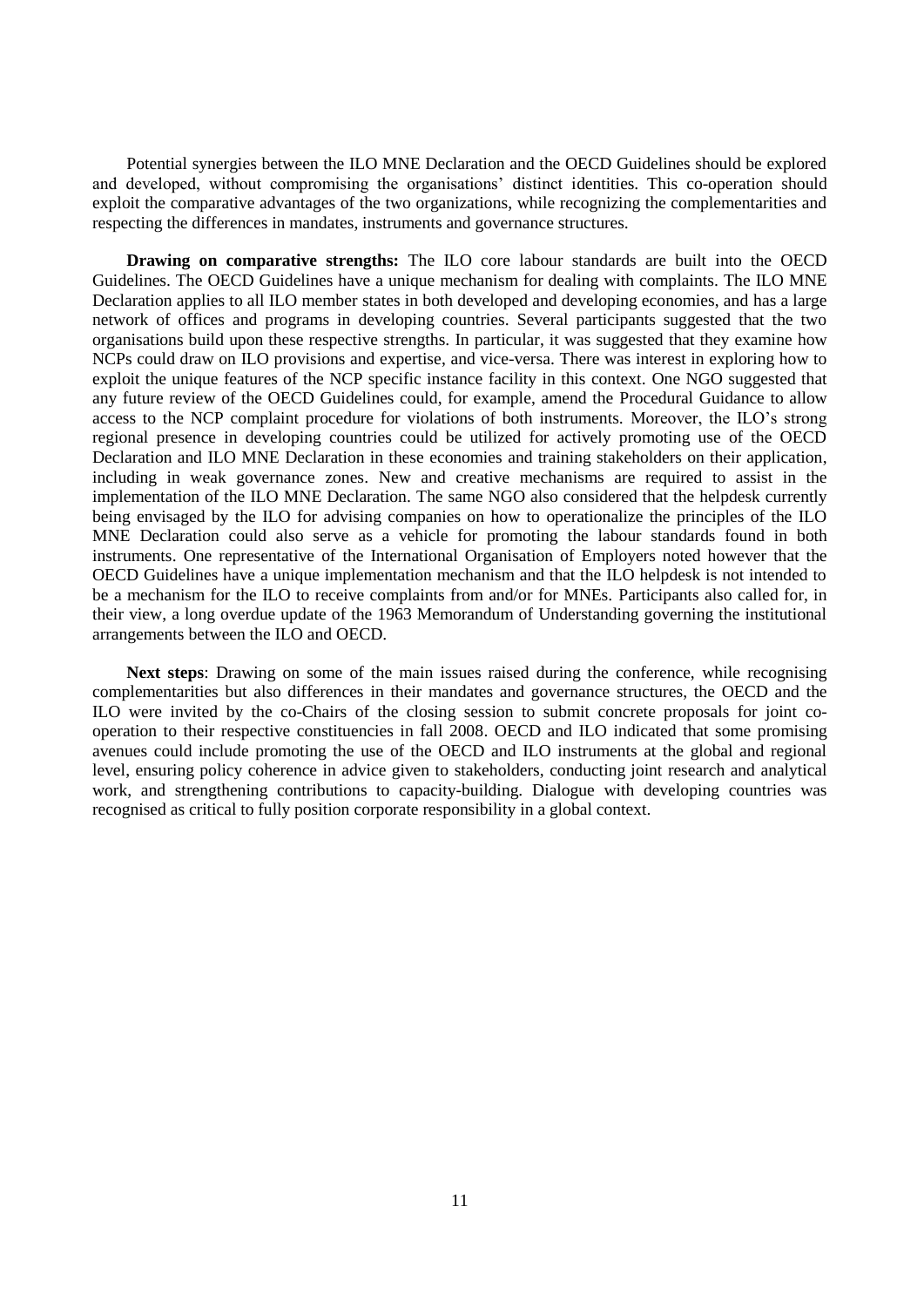Potential synergies between the ILO MNE Declaration and the OECD Guidelines should be explored and developed, without compromising the organisations' distinct identities. This co-operation should exploit the comparative advantages of the two organizations, while recognizing the complementarities and respecting the differences in mandates, instruments and governance structures.

**Drawing on comparative strengths:** The ILO core labour standards are built into the OECD Guidelines. The OECD Guidelines have a unique mechanism for dealing with complaints. The ILO MNE Declaration applies to all ILO member states in both developed and developing economies, and has a large network of offices and programs in developing countries. Several participants suggested that the two organisations build upon these respective strengths. In particular, it was suggested that they examine how NCPs could draw on ILO provisions and expertise, and vice-versa. There was interest in exploring how to exploit the unique features of the NCP specific instance facility in this context. One NGO suggested that any future review of the OECD Guidelines could, for example, amend the Procedural Guidance to allow access to the NCP complaint procedure for violations of both instruments. Moreover, the ILO's strong regional presence in developing countries could be utilized for actively promoting use of the OECD Declaration and ILO MNE Declaration in these economies and training stakeholders on their application, including in weak governance zones. New and creative mechanisms are required to assist in the implementation of the ILO MNE Declaration. The same NGO also considered that the helpdesk currently being envisaged by the ILO for advising companies on how to operationalize the principles of the ILO MNE Declaration could also serve as a vehicle for promoting the labour standards found in both instruments. One representative of the International Organisation of Employers noted however that the OECD Guidelines have a unique implementation mechanism and that the ILO helpdesk is not intended to be a mechanism for the ILO to receive complaints from and/or for MNEs. Participants also called for, in their view, a long overdue update of the 1963 Memorandum of Understanding governing the institutional arrangements between the ILO and OECD.

**Next steps**: Drawing on some of the main issues raised during the conference, while recognising complementarities but also differences in their mandates and governance structures, the OECD and the ILO were invited by the co-Chairs of the closing session to submit concrete proposals for joint co-operation to their respective constituencies in fall 2008. OECD and ILO indicated that some promising avenues could include promoting the use of the OECD and ILO instruments at the global and regional level, ensuring policy coherence in advice given to stakeholders, conducting joint research and analytical work, and strengthening contributions to capacity-building. Dialogue with developing countries was recognised as critical to fully position corporate responsibility in a global context.